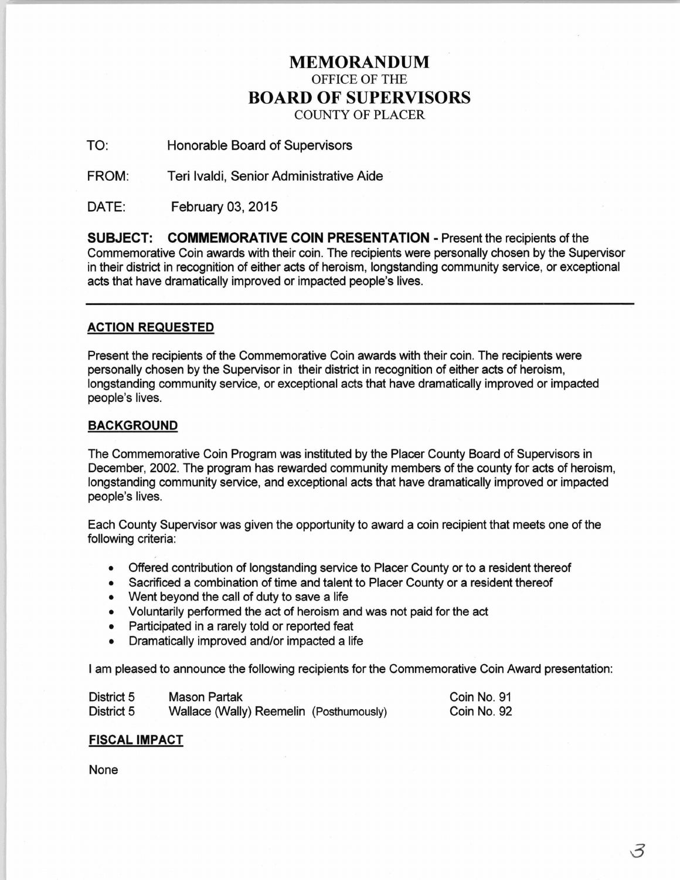# MEMORANDUM

OFFICE OF THE

# BOARD OF SUPERVISORS

COUNTY OF PLACER

TO: Honorable Board of Supervisors

FROM: Teri Ivaldi, Senior Administrative Aide

DATE: February 03, 2015

**SUBJECT: COMMEMORATIVE COIN PRESENTATION** - Present the recipients of the Commemorative Coin awards with their coin. The recipients were personally chosen by the Supervisor in their district in recognition of either acts of heroism, longstanding community service, or exceptional acts that have dramatically improved or impacted people's lives.

---

## ACTION REQUESTED

Present the recipients of the Commemorative Coin awards with their coin. The recipients were personally chosen by the Supervisor in their district in recognition of either acts of heroism, longstanding community service, or exceptional acts that have dramatically improved or impacted people's lives.

## BACKGROUND

The Commemorative Coin Program was instituted by the Placer County Board of Supervisors in December, 2002. The program has rewarded community members of the county for acts of heroism, longstanding community service, and exceptional acts that have dramatically improved or impacted people's lives.

Each County Supervisor was given the opportunity to award a coin recipient that meets one of the following criteria:

- Offered contribution of longstanding service to Placer County or to a resident thereof
- Sacrificed a combination of time and talent to Placer County or a resident thereof
- Went beyond the call of duty to save a life
- Voluntarily performed the act of heroism and was not paid for the act
- Participated in a rarely told or reported feat
- Dramatically improved and/or impacted a life

I am pleased to announce the following recipients for the Commemorative Coin Award presentation:

| | | |
|---|---|---|
| District 5 | Mason Partak | Coin No. 91 |
| District 5 | Wallace (Wally) Reemelin (Posthumously) | Coin No. 92 |

## FISCAL IMPACT

None